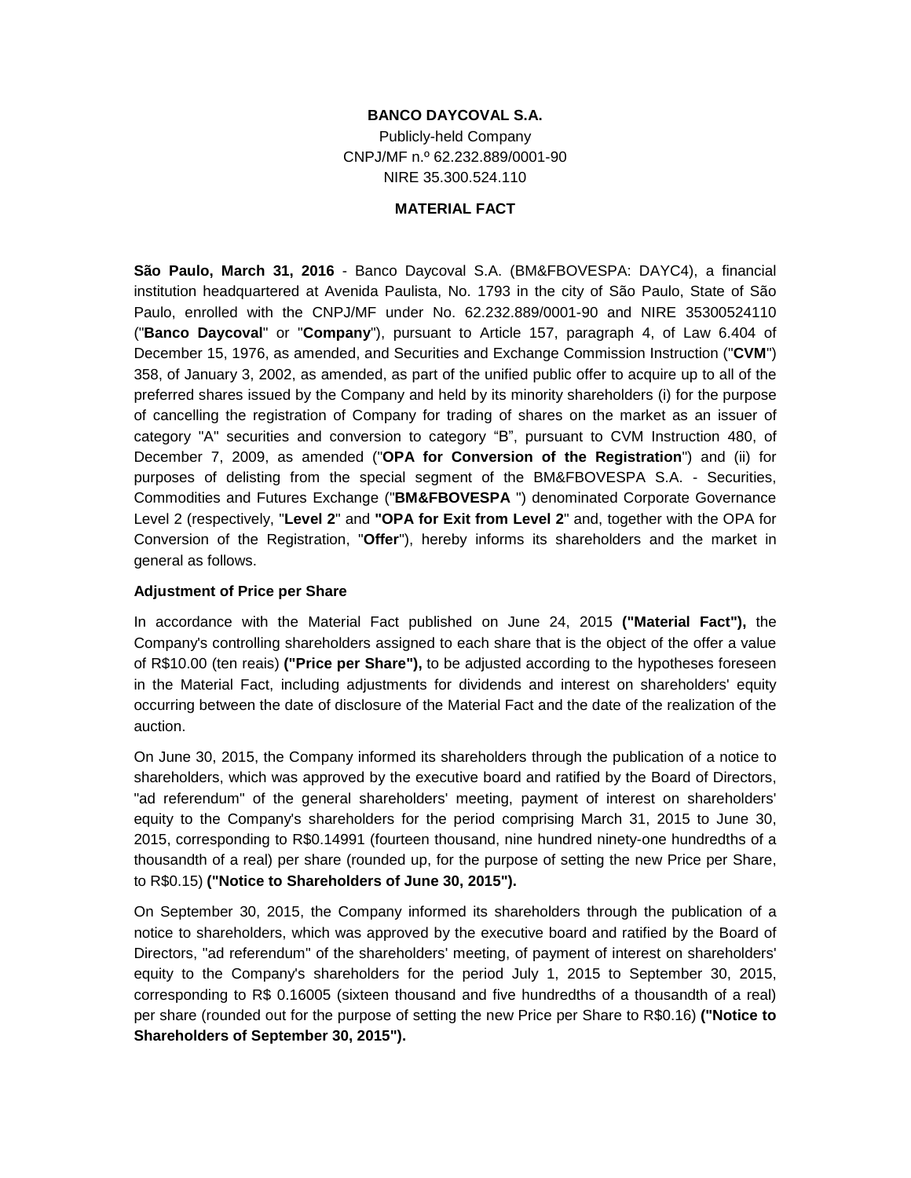**BANCO DAYCOVAL S.A.**

Publicly-held Company

CNPJ/MF n.º 62.232.889/0001-90

NIRE 35.300.524.110

**MATERIAL FACT**

**São Paulo, March 31, 2016** - Banco Daycoval S.A. (BM&FBOVESPA: DAYC4), a financial institution headquartered at Avenida Paulista, No. 1793 in the city of São Paulo, State of São Paulo, enrolled with the CNPJ/MF under No. 62.232.889/0001-90 and NIRE 35300524110 ("**Banco Daycoval**" or "**Company**"), pursuant to Article 157, paragraph 4, of Law 6.404 of December 15, 1976, as amended, and Securities and Exchange Commission Instruction ("**CVM**") 358, of January 3, 2002, as amended, as part of the unified public offer to acquire up to all of the preferred shares issued by the Company and held by its minority shareholders (i) for the purpose of cancelling the registration of Company for trading of shares on the market as an issuer of category "A" securities and conversion to category "B", pursuant to CVM Instruction 480, of December 7, 2009, as amended ("**OPA for Conversion of the Registration**") and (ii) for purposes of delisting from the special segment of the BM&FBOVESPA S.A. - Securities, Commodities and Futures Exchange ("**BM&FBOVESPA** ") denominated Corporate Governance Level 2 (respectively, "**Level 2**" and **"OPA for Exit from Level 2**" and, together with the OPA for Conversion of the Registration, "**Offer**"), hereby informs its shareholders and the market in general as follows.

**Adjustment of Price per Share**

In accordance with the Material Fact published on June 24, 2015 **("Material Fact"),** the Company's controlling shareholders assigned to each share that is the object of the offer a value of R$10.00 (ten reais) **("Price per Share"),** to be adjusted according to the hypotheses foreseen in the Material Fact, including adjustments for dividends and interest on shareholders' equity occurring between the date of disclosure of the Material Fact and the date of the realization of the auction.

On June 30, 2015, the Company informed its shareholders through the publication of a notice to shareholders, which was approved by the executive board and ratified by the Board of Directors, "ad referendum" of the general shareholders' meeting, payment of interest on shareholders' equity to the Company's shareholders for the period comprising March 31, 2015 to June 30, 2015, corresponding to R$0.14991 (fourteen thousand, nine hundred ninety-one hundredths of a thousandth of a real) per share (rounded up, for the purpose of setting the new Price per Share, to R$0.15) **("Notice to Shareholders of June 30, 2015").**

On September 30, 2015, the Company informed its shareholders through the publication of a notice to shareholders, which was approved by the executive board and ratified by the Board of Directors, "ad referendum" of the shareholders' meeting, of payment of interest on shareholders' equity to the Company's shareholders for the period July 1, 2015 to September 30, 2015, corresponding to R$ 0.16005 (sixteen thousand and five hundredths of a thousandth of a real) per share (rounded out for the purpose of setting the new Price per Share to R$0.16) **("Notice to Shareholders of September 30, 2015").**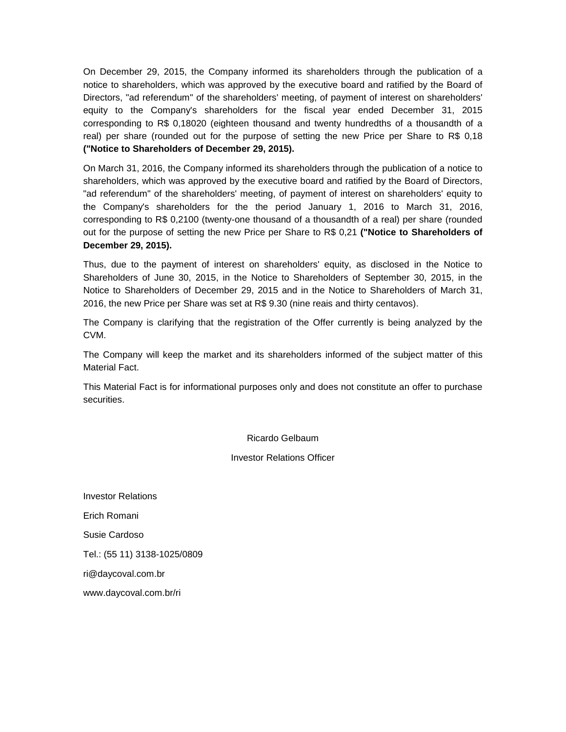On December 29, 2015, the Company informed its shareholders through the publication of a notice to shareholders, which was approved by the executive board and ratified by the Board of Directors, "ad referendum" of the shareholders' meeting, of payment of interest on shareholders' equity to the Company's shareholders for the fiscal year ended December 31, 2015 corresponding to R$ 0,18020 (eighteen thousand and twenty hundredths of a thousandth of a real) per share (rounded out for the purpose of setting the new Price per Share to R$ 0,18 **("Notice to Shareholders of December 29, 2015).**

On March 31, 2016, the Company informed its shareholders through the publication of a notice to shareholders, which was approved by the executive board and ratified by the Board of Directors, "ad referendum" of the shareholders' meeting, of payment of interest on shareholders' equity to the Company's shareholders for the the period January 1, 2016 to March 31, 2016, corresponding to R$ 0,2100 (twenty-one thousand of a thousandth of a real) per share (rounded out for the purpose of setting the new Price per Share to R$ 0,21 **("Notice to Shareholders of December 29, 2015).**

Thus, due to the payment of interest on shareholders' equity, as disclosed in the Notice to Shareholders of June 30, 2015, in the Notice to Shareholders of September 30, 2015, in the Notice to Shareholders of December 29, 2015 and in the Notice to Shareholders of March 31, 2016, the new Price per Share was set at R$ 9.30 (nine reais and thirty centavos).

The Company is clarifying that the registration of the Offer currently is being analyzed by the CVM.

The Company will keep the market and its shareholders informed of the subject matter of this Material Fact.

This Material Fact is for informational purposes only and does not constitute an offer to purchase securities.

Ricardo Gelbaum

Investor Relations Officer

Investor Relations

Erich Romani

Susie Cardoso

Tel.: (55 11) 3138-1025/0809

ri@daycoval.com.br

www.daycoval.com.br/ri